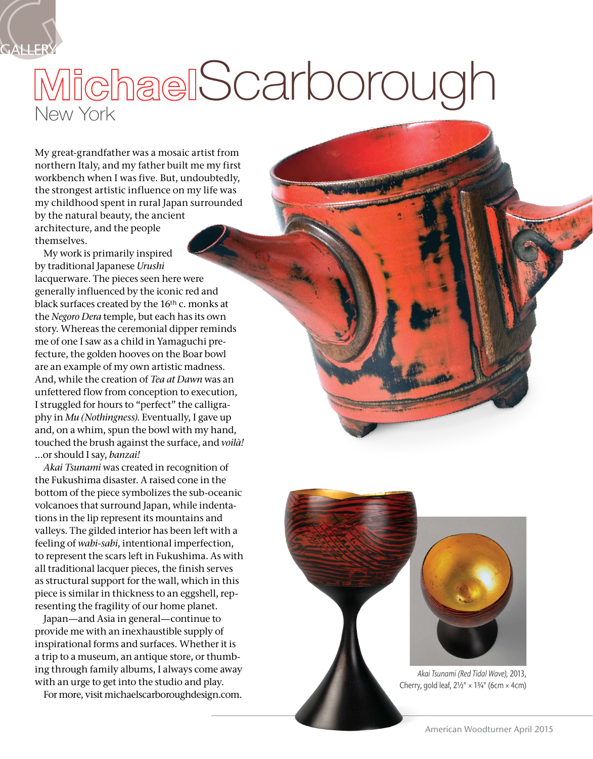# Michael Scarborough

## New York

My great-grandfather was a mosaic artist from northern Italy, and my father built me my first workbench when I was five. But, undoubtedly, the strongest artistic influence on my life was my childhood spent in rural Japan surrounded by the natural beauty, the ancient architecture, and the people themselves.

My work is primarily inspired by traditional Japanese *Urushi* lacquerware. The pieces seen here were generally influenced by the iconic red and black surfaces created by the 16th c. monks at the *Negoro Dera* temple, but each has its own story. Whereas the ceremonial dipper reminds me of one I saw as a child in Yamaguchi prefecture, the golden hooves on the Boar bowl are an example of my own artistic madness. And, while the creation of *Tea at Dawn* was an unfettered flow from conception to execution, I struggled for hours to "perfect" the calligraphy in *Mu (Nothingness)*. Eventually, I gave up and, on a whim, spun the bowl with my hand, touched the brush against the surface, and *voilà!* ...or should I say, *banzai!*

*Akai Tsunami* was created in recognition of the Fukushima disaster. A raised cone in the bottom of the piece symbolizes the sub-oceanic volcanoes that surround Japan, while indentations in the lip represent its mountains and valleys. The gilded interior has been left with a feeling of *wabi-sabi*, intentional imperfection, to represent the scars left in Fukushima. As with all traditional lacquer pieces, the finish serves as structural support for the wall, which in this piece is similar in thickness to an eggshell, representing the fragility of our home planet.

Japan—and Asia in general—continue to provide me with an inexhaustible supply of inspirational forms and surfaces. Whether it is a trip to a museum, an antique store, or thumbing through family albums, I always come away with an urge to get into the studio and play.

For more, visit michaelscarboroughdesign.com.

*Akai Tsunami (Red Tidal Wave),* 2013, Cherry, gold leaf, 2½" × 1¾" (6cm × 4cm)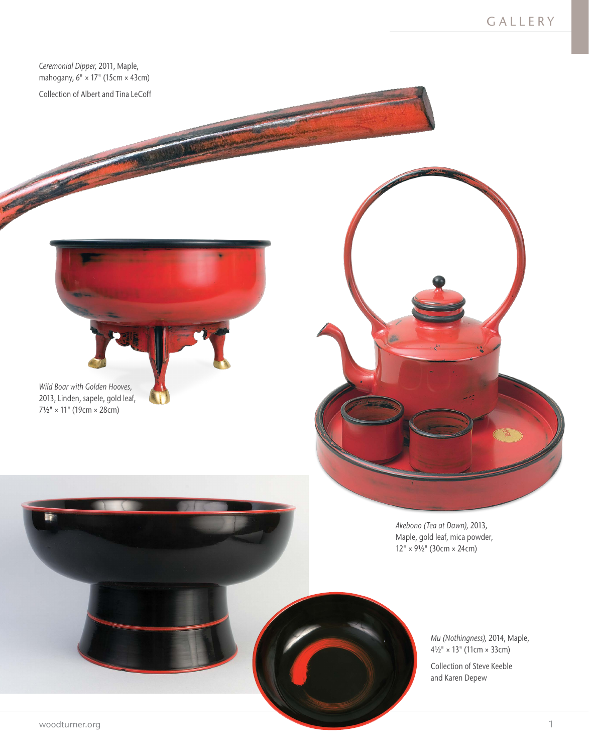*Ceremonial Dipper,* 2011, Maple, mahogany, 6" × 17" (15cm × 43cm)

Collection of Albert and Tina LeCoff

*Wild Boar with Golden Hooves,* 2013, Linden, sapele, gold leaf, 7½" × 11" (19cm × 28cm)

*Akebono (Tea at Dawn),* 2013, Maple, gold leaf, mica powder, 12" × 9½" (30cm × 24cm)

*Mu (Nothingness),* 2014, Maple, 4½" × 13" (11cm × 33cm)

Collection of Steve Keeble and Karen Depew